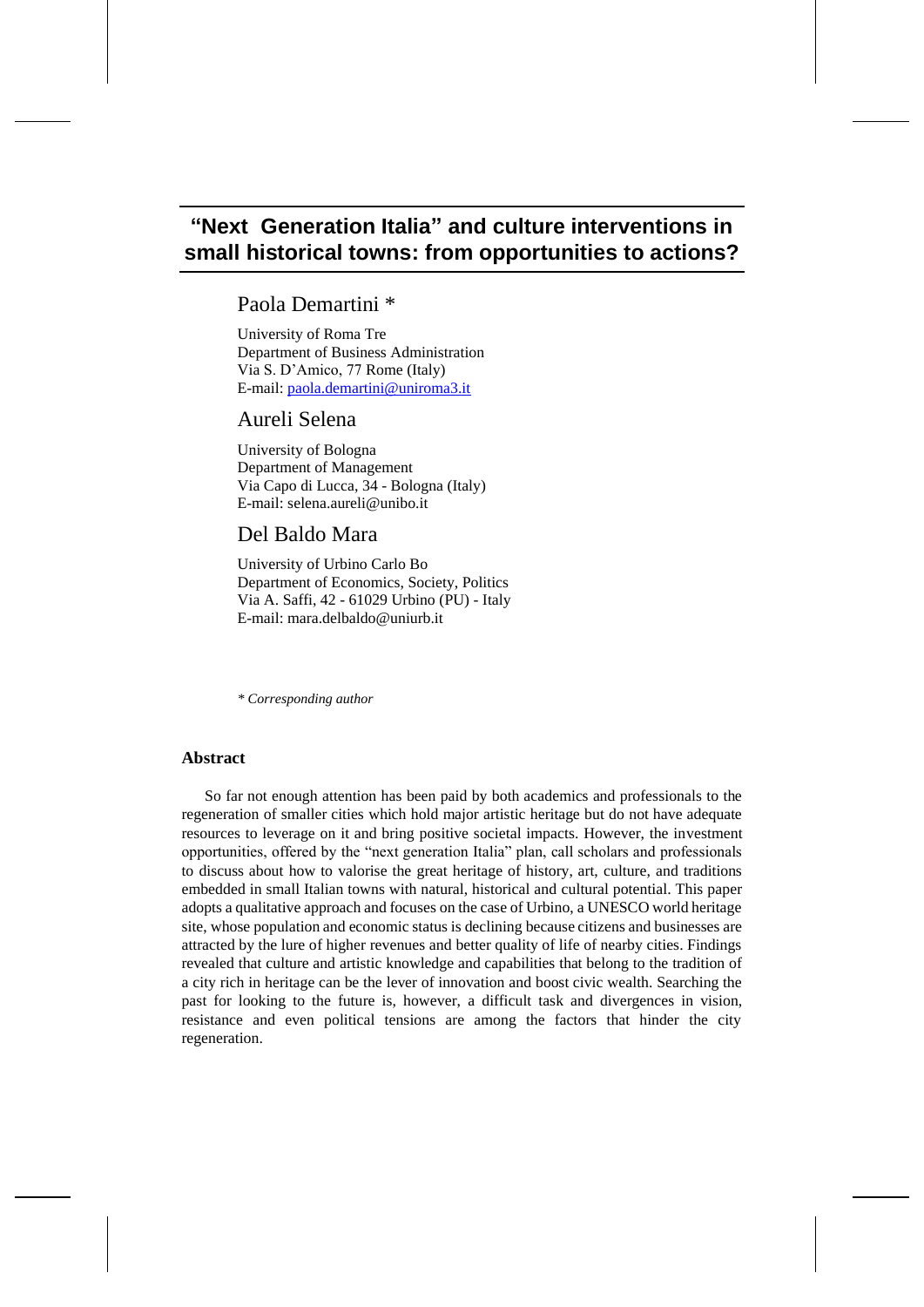# "Next Generation Italia" and culture interventions in small historical towns: from opportunities to actions?

## Paola Demartini *

University of Roma Tre
Department of Business Administration
Via S. D'Amico, 77 Rome (Italy)
E-mail: paola.demartini@uniroma3.it

## Aureli Selena

University of Bologna
Department of Management
Via Capo di Lucca, 34 - Bologna (Italy)
E-mail: selena.aureli@unibo.it

## Del Baldo Mara

University of Urbino Carlo Bo
Department of Economics, Society, Politics
Via A. Saffi, 42 - 61029 Urbino (PU) - Italy
E-mail: mara.delbaldo@uniurb.it

*\* Corresponding author*

### Abstract

So far not enough attention has been paid by both academics and professionals to the regeneration of smaller cities which hold major artistic heritage but do not have adequate resources to leverage on it and bring positive societal impacts. However, the investment opportunities, offered by the "next generation Italia" plan, call scholars and professionals to discuss about how to valorise the great heritage of history, art, culture, and traditions embedded in small Italian towns with natural, historical and cultural potential. This paper adopts a qualitative approach and focuses on the case of Urbino, a UNESCO world heritage site, whose population and economic status is declining because citizens and businesses are attracted by the lure of higher revenues and better quality of life of nearby cities. Findings revealed that culture and artistic knowledge and capabilities that belong to the tradition of a city rich in heritage can be the lever of innovation and boost civic wealth. Searching the past for looking to the future is, however, a difficult task and divergences in vision, resistance and even political tensions are among the factors that hinder the city regeneration.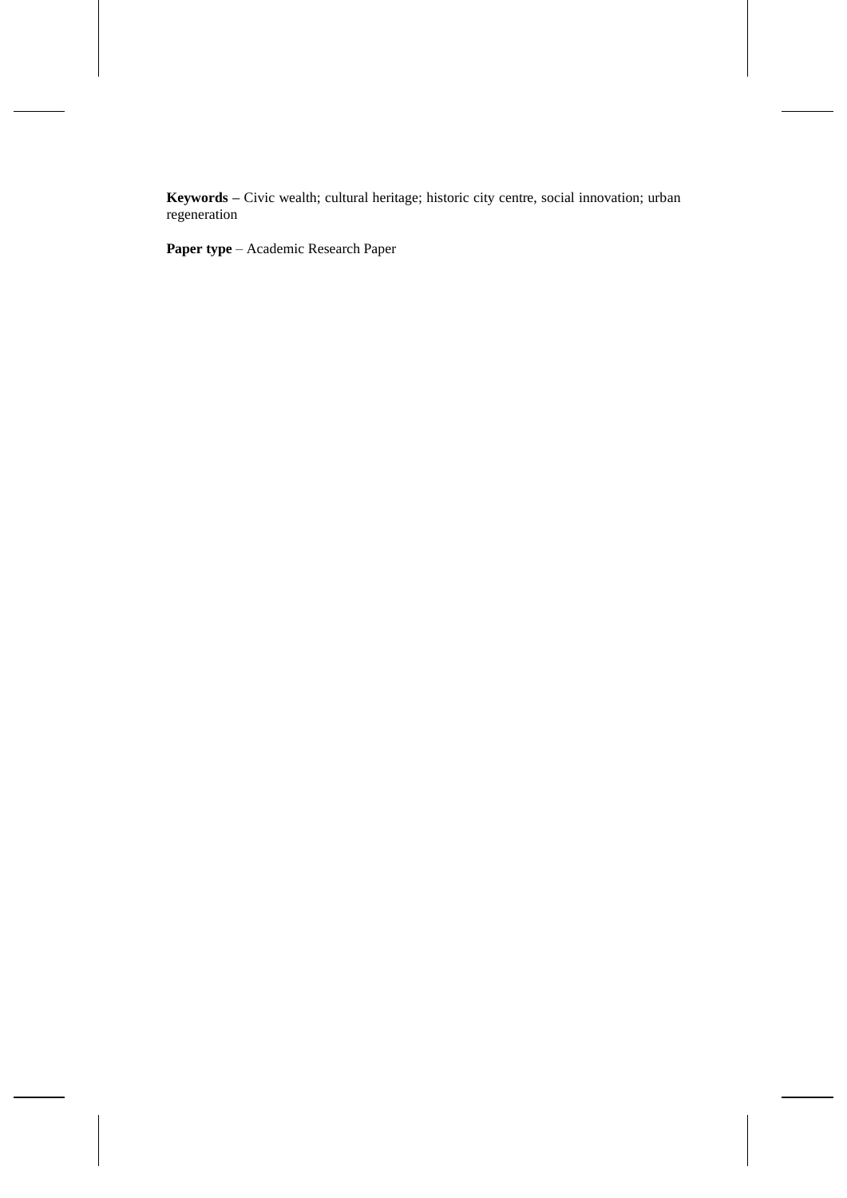**Keywords –** Civic wealth; cultural heritage; historic city centre, social innovation; urban regeneration

**Paper type** – Academic Research Paper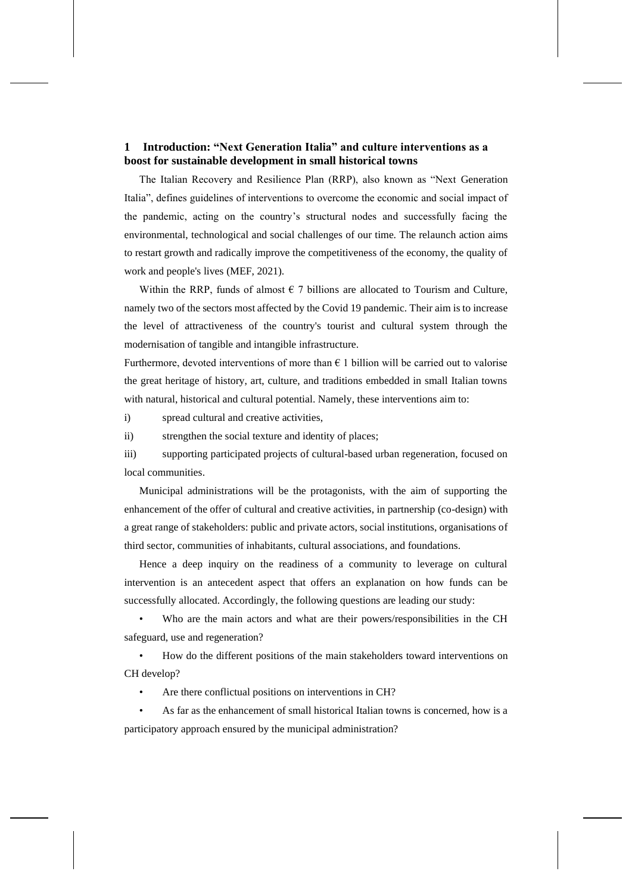## 1 Introduction: "Next Generation Italia" and culture interventions as a boost for sustainable development in small historical towns

The Italian Recovery and Resilience Plan (RRP), also known as "Next Generation Italia", defines guidelines of interventions to overcome the economic and social impact of the pandemic, acting on the country's structural nodes and successfully facing the environmental, technological and social challenges of our time. The relaunch action aims to restart growth and radically improve the competitiveness of the economy, the quality of work and people's lives (MEF, 2021).

Within the RRP, funds of almost € 7 billions are allocated to Tourism and Culture, namely two of the sectors most affected by the Covid 19 pandemic. Their aim is to increase the level of attractiveness of the country's tourist and cultural system through the modernisation of tangible and intangible infrastructure.

Furthermore, devoted interventions of more than € 1 billion will be carried out to valorise the great heritage of history, art, culture, and traditions embedded in small Italian towns with natural, historical and cultural potential. Namely, these interventions aim to:

i) spread cultural and creative activities,

ii) strengthen the social texture and identity of places;

iii) supporting participated projects of cultural-based urban regeneration, focused on local communities.

Municipal administrations will be the protagonists, with the aim of supporting the enhancement of the offer of cultural and creative activities, in partnership (co-design) with a great range of stakeholders: public and private actors, social institutions, organisations of third sector, communities of inhabitants, cultural associations, and foundations.

Hence a deep inquiry on the readiness of a community to leverage on cultural intervention is an antecedent aspect that offers an explanation on how funds can be successfully allocated. Accordingly, the following questions are leading our study:

- Who are the main actors and what are their powers/responsibilities in the CH safeguard, use and regeneration?
- How do the different positions of the main stakeholders toward interventions on CH develop?
- Are there conflictual positions on interventions in CH?
- As far as the enhancement of small historical Italian towns is concerned, how is a participatory approach ensured by the municipal administration?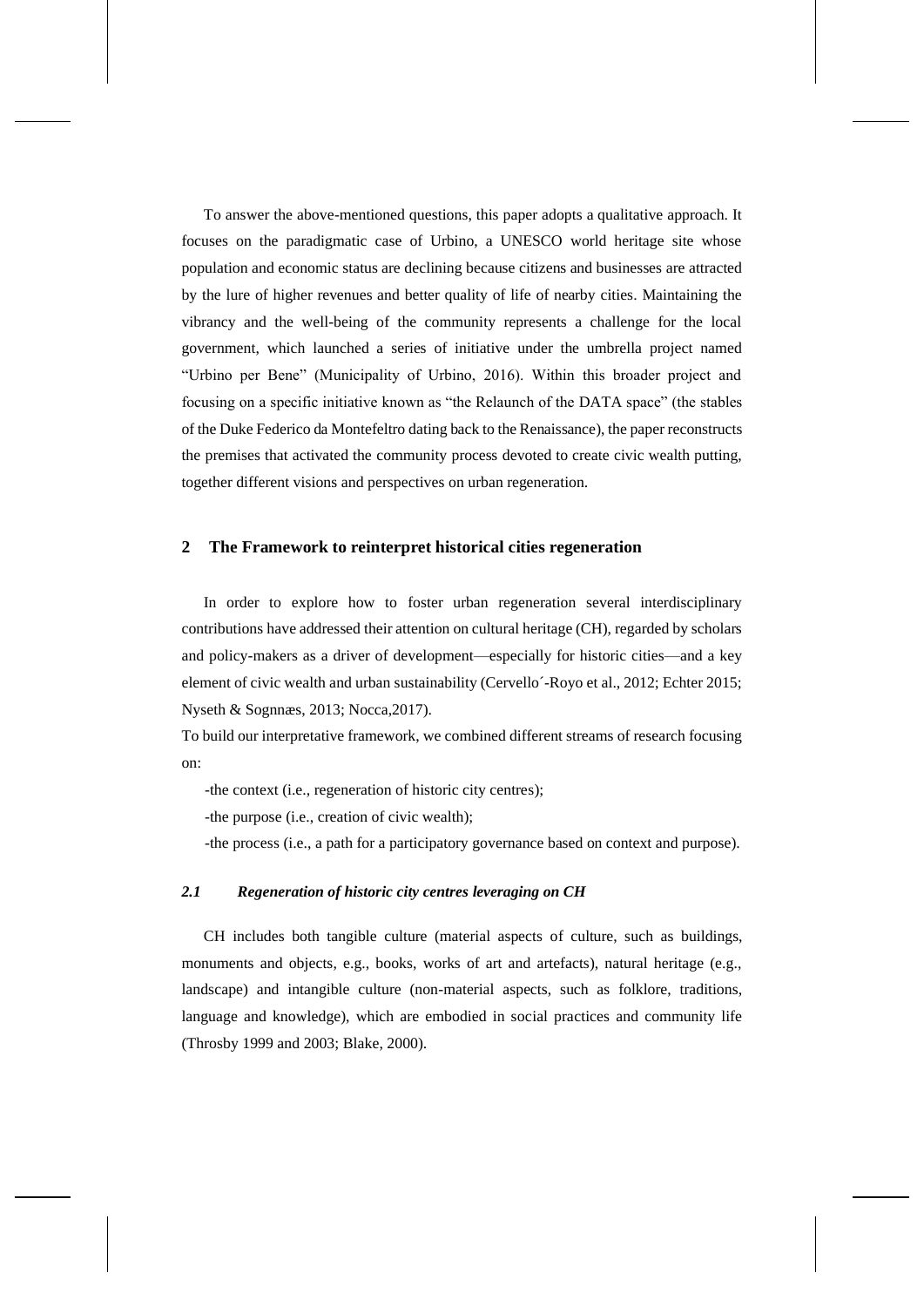To answer the above-mentioned questions, this paper adopts a qualitative approach. It focuses on the paradigmatic case of Urbino, a UNESCO world heritage site whose population and economic status are declining because citizens and businesses are attracted by the lure of higher revenues and better quality of life of nearby cities. Maintaining the vibrancy and the well-being of the community represents a challenge for the local government, which launched a series of initiative under the umbrella project named "Urbino per Bene" (Municipality of Urbino, 2016). Within this broader project and focusing on a specific initiative known as "the Relaunch of the DATA space" (the stables of the Duke Federico da Montefeltro dating back to the Renaissance), the paper reconstructs the premises that activated the community process devoted to create civic wealth putting, together different visions and perspectives on urban regeneration.

## 2 The Framework to reinterpret historical cities regeneration

In order to explore how to foster urban regeneration several interdisciplinary contributions have addressed their attention on cultural heritage (CH), regarded by scholars and policy-makers as a driver of development—especially for historic cities—and a key element of civic wealth and urban sustainability (Cervello´-Royo et al., 2012; Echter 2015; Nyseth & Sognnæs, 2013; Nocca,2017).

To build our interpretative framework, we combined different streams of research focusing on:

-the context (i.e., regeneration of historic city centres);

-the purpose (i.e., creation of civic wealth);

-the process (i.e., a path for a participatory governance based on context and purpose).

### *2.1 Regeneration of historic city centres leveraging on CH*

CH includes both tangible culture (material aspects of culture, such as buildings, monuments and objects, e.g., books, works of art and artefacts), natural heritage (e.g., landscape) and intangible culture (non-material aspects, such as folklore, traditions, language and knowledge), which are embodied in social practices and community life (Throsby 1999 and 2003; Blake, 2000).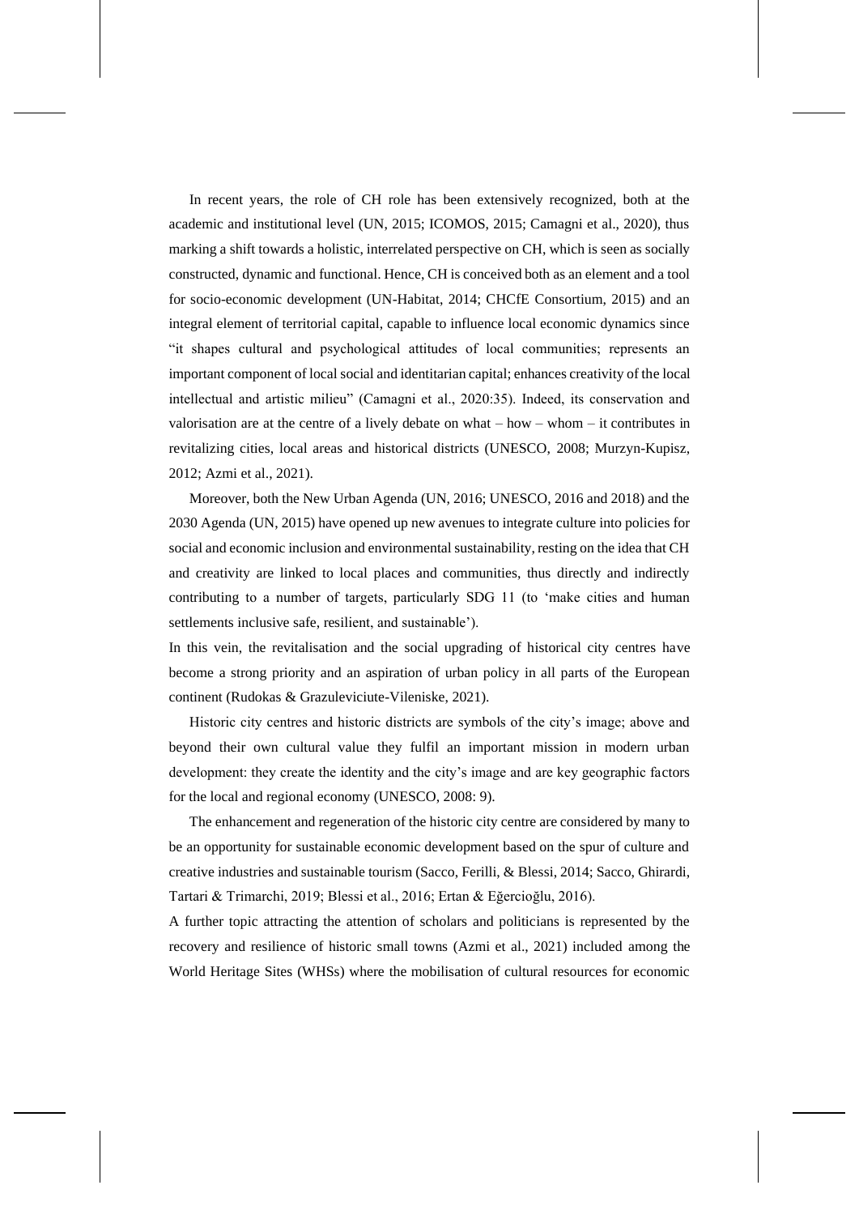In recent years, the role of CH role has been extensively recognized, both at the academic and institutional level (UN, 2015; ICOMOS, 2015; Camagni et al., 2020), thus marking a shift towards a holistic, interrelated perspective on CH, which is seen as socially constructed, dynamic and functional. Hence, CH is conceived both as an element and a tool for socio-economic development (UN-Habitat, 2014; CHCfE Consortium, 2015) and an integral element of territorial capital, capable to influence local economic dynamics since "it shapes cultural and psychological attitudes of local communities; represents an important component of local social and identitarian capital; enhances creativity of the local intellectual and artistic milieu" (Camagni et al., 2020:35). Indeed, its conservation and valorisation are at the centre of a lively debate on what – how – whom – it contributes in revitalizing cities, local areas and historical districts (UNESCO, 2008; Murzyn-Kupisz, 2012; Azmi et al., 2021).

Moreover, both the New Urban Agenda (UN, 2016; UNESCO, 2016 and 2018) and the 2030 Agenda (UN, 2015) have opened up new avenues to integrate culture into policies for social and economic inclusion and environmental sustainability, resting on the idea that CH and creativity are linked to local places and communities, thus directly and indirectly contributing to a number of targets, particularly SDG 11 (to 'make cities and human settlements inclusive safe, resilient, and sustainable').

In this vein, the revitalisation and the social upgrading of historical city centres have become a strong priority and an aspiration of urban policy in all parts of the European continent (Rudokas & Grazuleviciute-Vileniske, 2021).

Historic city centres and historic districts are symbols of the city's image; above and beyond their own cultural value they fulfil an important mission in modern urban development: they create the identity and the city's image and are key geographic factors for the local and regional economy (UNESCO, 2008: 9).

The enhancement and regeneration of the historic city centre are considered by many to be an opportunity for sustainable economic development based on the spur of culture and creative industries and sustainable tourism (Sacco, Ferilli, & Blessi, 2014; Sacco, Ghirardi, Tartari & Trimarchi, 2019; Blessi et al., 2016; Ertan & Eğercioğlu, 2016).

A further topic attracting the attention of scholars and politicians is represented by the recovery and resilience of historic small towns (Azmi et al., 2021) included among the World Heritage Sites (WHSs) where the mobilisation of cultural resources for economic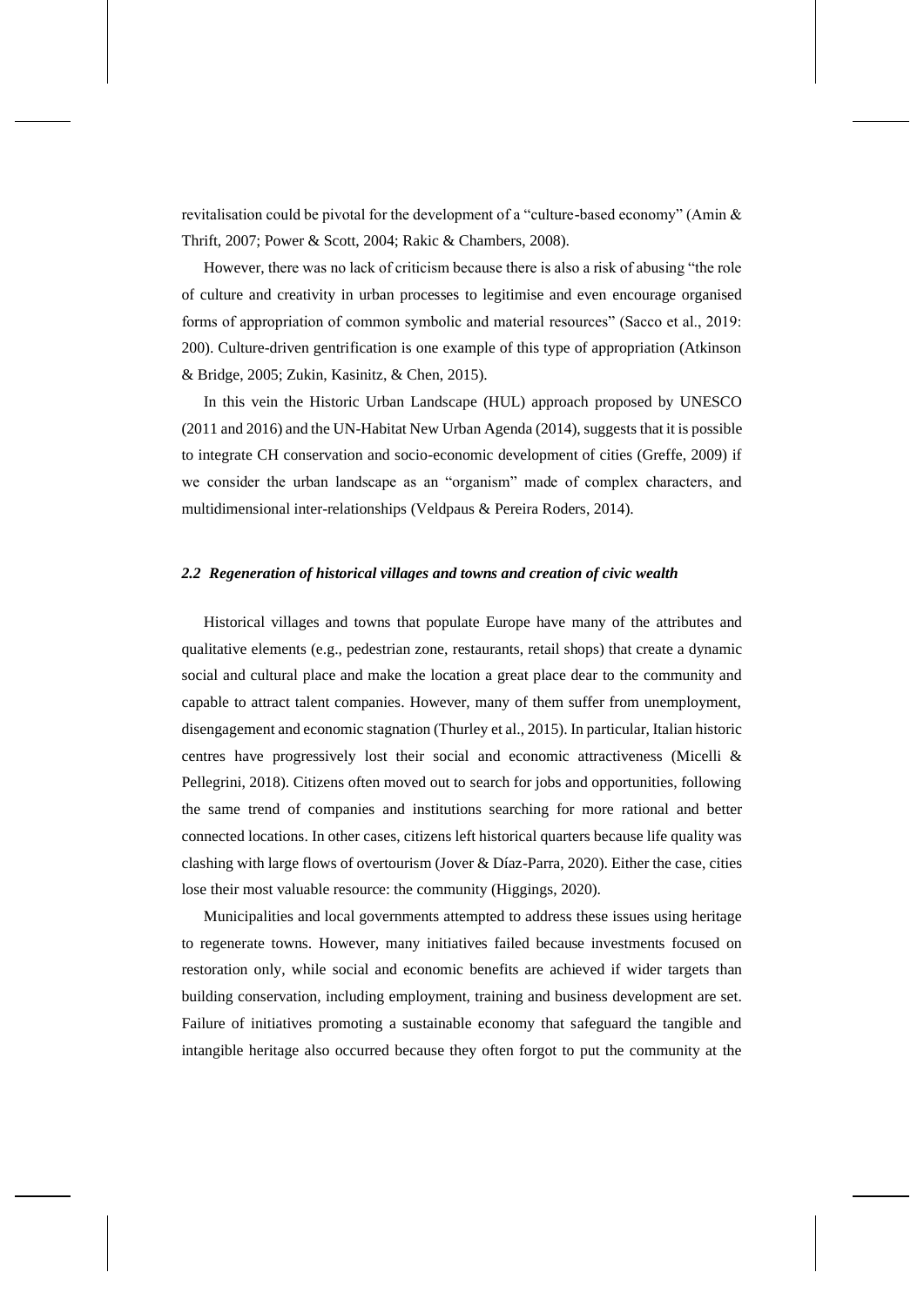revitalisation could be pivotal for the development of a "culture-based economy" (Amin & Thrift, 2007; Power & Scott, 2004; Rakic & Chambers, 2008).

However, there was no lack of criticism because there is also a risk of abusing "the role of culture and creativity in urban processes to legitimise and even encourage organised forms of appropriation of common symbolic and material resources" (Sacco et al., 2019: 200). Culture-driven gentrification is one example of this type of appropriation (Atkinson & Bridge, 2005; Zukin, Kasinitz, & Chen, 2015).

In this vein the Historic Urban Landscape (HUL) approach proposed by UNESCO (2011 and 2016) and the UN-Habitat New Urban Agenda (2014), suggests that it is possible to integrate CH conservation and socio-economic development of cities (Greffe, 2009) if we consider the urban landscape as an "organism" made of complex characters, and multidimensional inter-relationships (Veldpaus & Pereira Roders, 2014).

### *2.2 Regeneration of historical villages and towns and creation of civic wealth*

Historical villages and towns that populate Europe have many of the attributes and qualitative elements (e.g., pedestrian zone, restaurants, retail shops) that create a dynamic social and cultural place and make the location a great place dear to the community and capable to attract talent companies. However, many of them suffer from unemployment, disengagement and economic stagnation (Thurley et al., 2015). In particular, Italian historic centres have progressively lost their social and economic attractiveness (Micelli & Pellegrini, 2018). Citizens often moved out to search for jobs and opportunities, following the same trend of companies and institutions searching for more rational and better connected locations. In other cases, citizens left historical quarters because life quality was clashing with large flows of overtourism (Jover & Díaz-Parra, 2020). Either the case, cities lose their most valuable resource: the community (Higgings, 2020).

Municipalities and local governments attempted to address these issues using heritage to regenerate towns. However, many initiatives failed because investments focused on restoration only, while social and economic benefits are achieved if wider targets than building conservation, including employment, training and business development are set. Failure of initiatives promoting a sustainable economy that safeguard the tangible and intangible heritage also occurred because they often forgot to put the community at the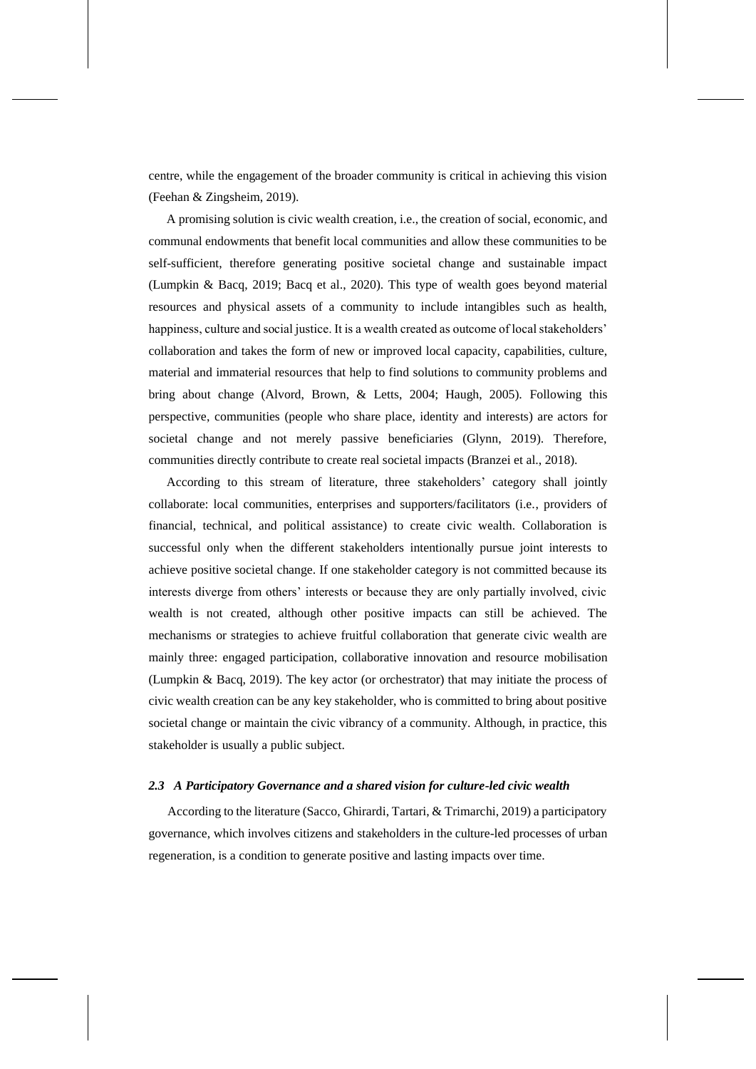centre, while the engagement of the broader community is critical in achieving this vision (Feehan & Zingsheim, 2019).

A promising solution is civic wealth creation, i.e., the creation of social, economic, and communal endowments that benefit local communities and allow these communities to be self-sufficient, therefore generating positive societal change and sustainable impact (Lumpkin & Bacq, 2019; Bacq et al., 2020). This type of wealth goes beyond material resources and physical assets of a community to include intangibles such as health, happiness, culture and social justice. It is a wealth created as outcome of local stakeholders' collaboration and takes the form of new or improved local capacity, capabilities, culture, material and immaterial resources that help to find solutions to community problems and bring about change (Alvord, Brown, & Letts, 2004; Haugh, 2005). Following this perspective, communities (people who share place, identity and interests) are actors for societal change and not merely passive beneficiaries (Glynn, 2019). Therefore, communities directly contribute to create real societal impacts (Branzei et al., 2018).

According to this stream of literature, three stakeholders' category shall jointly collaborate: local communities, enterprises and supporters/facilitators (i.e., providers of financial, technical, and political assistance) to create civic wealth. Collaboration is successful only when the different stakeholders intentionally pursue joint interests to achieve positive societal change. If one stakeholder category is not committed because its interests diverge from others' interests or because they are only partially involved, civic wealth is not created, although other positive impacts can still be achieved. The mechanisms or strategies to achieve fruitful collaboration that generate civic wealth are mainly three: engaged participation, collaborative innovation and resource mobilisation (Lumpkin & Bacq, 2019). The key actor (or orchestrator) that may initiate the process of civic wealth creation can be any key stakeholder, who is committed to bring about positive societal change or maintain the civic vibrancy of a community. Although, in practice, this stakeholder is usually a public subject.

### *2.3 A Participatory Governance and a shared vision for culture-led civic wealth*

According to the literature (Sacco, Ghirardi, Tartari, & Trimarchi, 2019) a participatory governance, which involves citizens and stakeholders in the culture-led processes of urban regeneration, is a condition to generate positive and lasting impacts over time.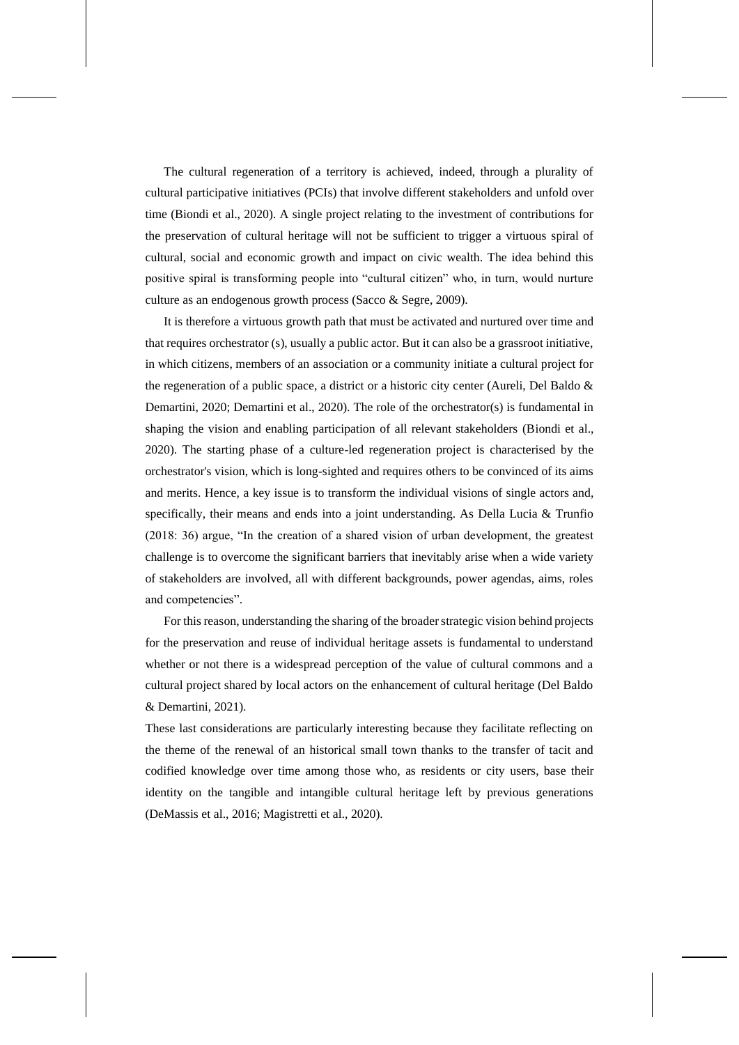The cultural regeneration of a territory is achieved, indeed, through a plurality of cultural participative initiatives (PCIs) that involve different stakeholders and unfold over time (Biondi et al., 2020). A single project relating to the investment of contributions for the preservation of cultural heritage will not be sufficient to trigger a virtuous spiral of cultural, social and economic growth and impact on civic wealth. The idea behind this positive spiral is transforming people into "cultural citizen" who, in turn, would nurture culture as an endogenous growth process (Sacco & Segre, 2009).

It is therefore a virtuous growth path that must be activated and nurtured over time and that requires orchestrator (s), usually a public actor. But it can also be a grassroot initiative, in which citizens, members of an association or a community initiate a cultural project for the regeneration of a public space, a district or a historic city center (Aureli, Del Baldo & Demartini, 2020; Demartini et al., 2020). The role of the orchestrator(s) is fundamental in shaping the vision and enabling participation of all relevant stakeholders (Biondi et al., 2020). The starting phase of a culture-led regeneration project is characterised by the orchestrator's vision, which is long-sighted and requires others to be convinced of its aims and merits. Hence, a key issue is to transform the individual visions of single actors and, specifically, their means and ends into a joint understanding. As Della Lucia & Trunfio (2018: 36) argue, "In the creation of a shared vision of urban development, the greatest challenge is to overcome the significant barriers that inevitably arise when a wide variety of stakeholders are involved, all with different backgrounds, power agendas, aims, roles and competencies".

For this reason, understanding the sharing of the broader strategic vision behind projects for the preservation and reuse of individual heritage assets is fundamental to understand whether or not there is a widespread perception of the value of cultural commons and a cultural project shared by local actors on the enhancement of cultural heritage (Del Baldo & Demartini, 2021).

These last considerations are particularly interesting because they facilitate reflecting on the theme of the renewal of an historical small town thanks to the transfer of tacit and codified knowledge over time among those who, as residents or city users, base their identity on the tangible and intangible cultural heritage left by previous generations (DeMassis et al., 2016; Magistretti et al., 2020).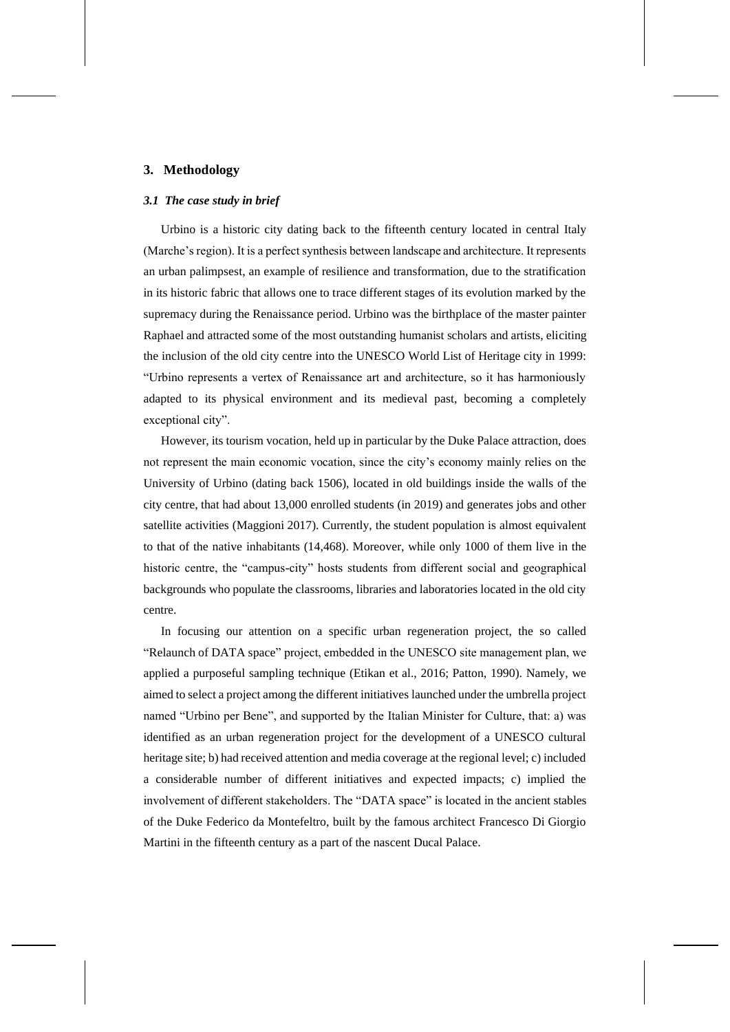## 3. Methodology

### *3.1 The case study in brief*

Urbino is a historic city dating back to the fifteenth century located in central Italy (Marche's region). It is a perfect synthesis between landscape and architecture. It represents an urban palimpsest, an example of resilience and transformation, due to the stratification in its historic fabric that allows one to trace different stages of its evolution marked by the supremacy during the Renaissance period. Urbino was the birthplace of the master painter Raphael and attracted some of the most outstanding humanist scholars and artists, eliciting the inclusion of the old city centre into the UNESCO World List of Heritage city in 1999: "Urbino represents a vertex of Renaissance art and architecture, so it has harmoniously adapted to its physical environment and its medieval past, becoming a completely exceptional city".

However, its tourism vocation, held up in particular by the Duke Palace attraction, does not represent the main economic vocation, since the city's economy mainly relies on the University of Urbino (dating back 1506), located in old buildings inside the walls of the city centre, that had about 13,000 enrolled students (in 2019) and generates jobs and other satellite activities (Maggioni 2017). Currently, the student population is almost equivalent to that of the native inhabitants (14,468). Moreover, while only 1000 of them live in the historic centre, the "campus-city" hosts students from different social and geographical backgrounds who populate the classrooms, libraries and laboratories located in the old city centre.

In focusing our attention on a specific urban regeneration project, the so called "Relaunch of DATA space" project, embedded in the UNESCO site management plan, we applied a purposeful sampling technique (Etikan et al., 2016; Patton, 1990). Namely, we aimed to select a project among the different initiatives launched under the umbrella project named "Urbino per Bene", and supported by the Italian Minister for Culture, that: a) was identified as an urban regeneration project for the development of a UNESCO cultural heritage site; b) had received attention and media coverage at the regional level; c) included a considerable number of different initiatives and expected impacts; c) implied the involvement of different stakeholders. The "DATA space" is located in the ancient stables of the Duke Federico da Montefeltro, built by the famous architect Francesco Di Giorgio Martini in the fifteenth century as a part of the nascent Ducal Palace.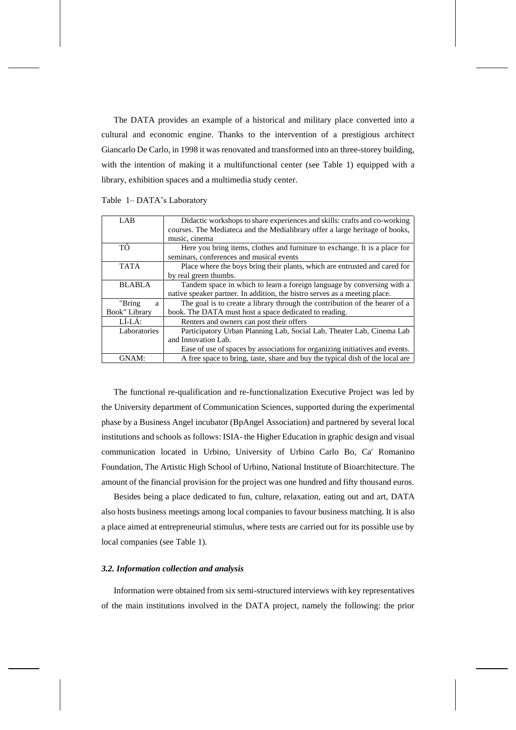The DATA provides an example of a historical and military place converted into a cultural and economic engine. Thanks to the intervention of a prestigious architect Giancarlo De Carlo, in 1998 it was renovated and transformed into an three-storey building, with the intention of making it a multifunctional center (see Table 1) equipped with a library, exhibition spaces and a multimedia study center.

Table 1– DATA's Laboratory

| | |
|---|---|
| LAB | Didactic workshops to share experiences and skills: crafts and co-working courses. The Mediateca and the Medialibrary offer a large heritage of books, music, cinema |
| TÓ | Here you bring items, clothes and furniture to exchange. It is a place for seminars, conferences and musical events |
| TATA | Place where the boys bring their plants, which are entrusted and cared for by real green thumbs. |
| BLABLA | Tandem space in which to learn a foreign language by conversing with a native speaker partner. In addition, the bistro serves as a meeting place. |
| "Bring a Book" Library | The goal is to create a library through the contribution of the bearer of a book. The DATA must host a space dedicated to reading. |
| LÍ-LÁ: | Renters and owners can post their offers |
| Laboratories | Participatory Urban Planning Lab, Social Lab, Theater Lab, Cinema Lab and Innovation Lab. Ease of use of spaces by associations for organizing initiatives and events. |
| GNAM: | A free space to bring, taste, share and buy the typical dish of the local are |

The functional re-qualification and re-functionalization Executive Project was led by the University department of Communication Sciences, supported during the experimental phase by a Business Angel incubator (BpAngel Association) and partnered by several local institutions and schools as follows: ISIA- the Higher Education in graphic design and visual communication located in Urbino, University of Urbino Carlo Bo, Ca' Romanino Foundation, The Artistic High School of Urbino, National Institute of Bioarchitecture. The amount of the financial provision for the project was one hundred and fifty thousand euros.

Besides being a place dedicated to fun, culture, relaxation, eating out and art, DATA also hosts business meetings among local companies to favour business matching. It is also a place aimed at entrepreneurial stimulus, where tests are carried out for its possible use by local companies (see Table 1).

### *3.2. Information collection and analysis*

Information were obtained from six semi-structured interviews with key representatives of the main institutions involved in the DATA project, namely the following: the prior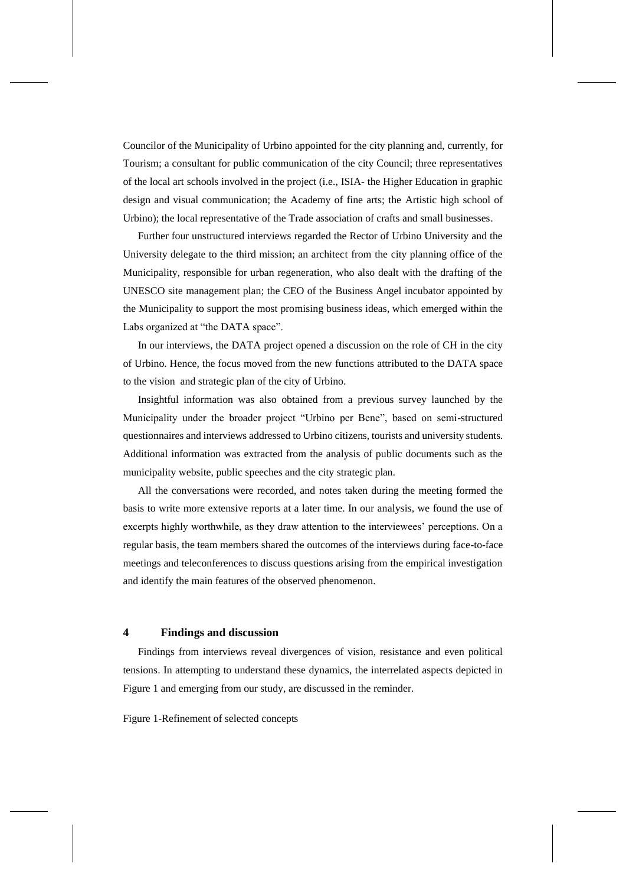Councilor of the Municipality of Urbino appointed for the city planning and, currently, for Tourism; a consultant for public communication of the city Council; three representatives of the local art schools involved in the project (i.e., ISIA- the Higher Education in graphic design and visual communication; the Academy of fine arts; the Artistic high school of Urbino); the local representative of the Trade association of crafts and small businesses.

Further four unstructured interviews regarded the Rector of Urbino University and the University delegate to the third mission; an architect from the city planning office of the Municipality, responsible for urban regeneration, who also dealt with the drafting of the UNESCO site management plan; the CEO of the Business Angel incubator appointed by the Municipality to support the most promising business ideas, which emerged within the Labs organized at "the DATA space".

In our interviews, the DATA project opened a discussion on the role of CH in the city of Urbino. Hence, the focus moved from the new functions attributed to the DATA space to the vision and strategic plan of the city of Urbino.

Insightful information was also obtained from a previous survey launched by the Municipality under the broader project "Urbino per Bene", based on semi-structured questionnaires and interviews addressed to Urbino citizens, tourists and university students. Additional information was extracted from the analysis of public documents such as the municipality website, public speeches and the city strategic plan.

All the conversations were recorded, and notes taken during the meeting formed the basis to write more extensive reports at a later time. In our analysis, we found the use of excerpts highly worthwhile, as they draw attention to the interviewees' perceptions. On a regular basis, the team members shared the outcomes of the interviews during face-to-face meetings and teleconferences to discuss questions arising from the empirical investigation and identify the main features of the observed phenomenon.

## 4 Findings and discussion

Findings from interviews reveal divergences of vision, resistance and even political tensions. In attempting to understand these dynamics, the interrelated aspects depicted in Figure 1 and emerging from our study, are discussed in the reminder.

Figure 1-Refinement of selected concepts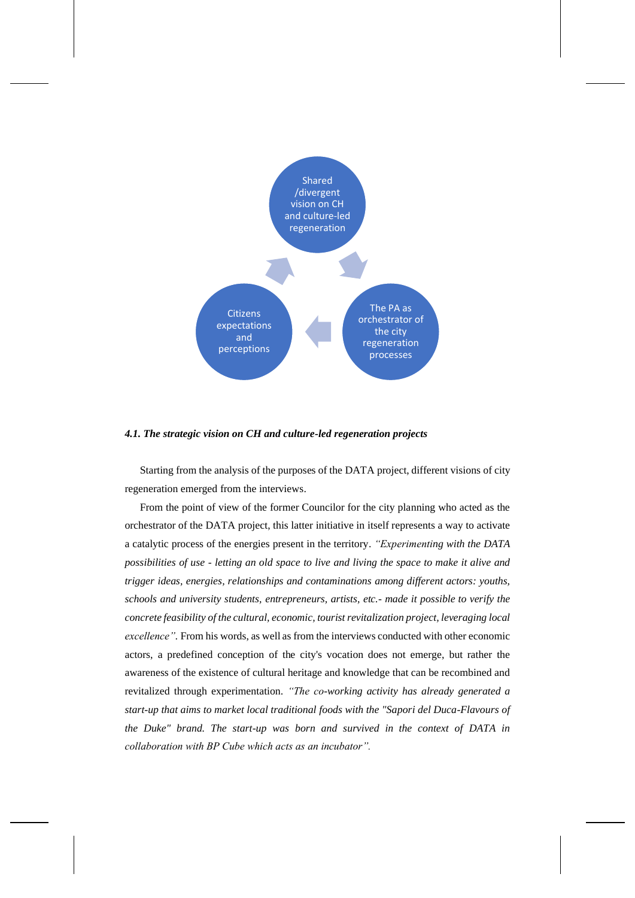Shared /divergent vision on CH and culture-led regeneration

The PA as orchestrator of the city regeneration processes

Citizens expectations and perceptions

### *4.1. The strategic vision on CH and culture-led regeneration projects*

Starting from the analysis of the purposes of the DATA project, different visions of city regeneration emerged from the interviews.

From the point of view of the former Councilor for the city planning who acted as the orchestrator of the DATA project, this latter initiative in itself represents a way to activate a catalytic process of the energies present in the territory. *"Experimenting with the DATA possibilities of use - letting an old space to live and living the space to make it alive and trigger ideas, energies, relationships and contaminations among different actors: youths, schools and university students, entrepreneurs, artists, etc.- made it possible to verify the concrete feasibility of the cultural, economic, tourist revitalization project, leveraging local excellence".* From his words, as well as from the interviews conducted with other economic actors, a predefined conception of the city's vocation does not emerge, but rather the awareness of the existence of cultural heritage and knowledge that can be recombined and revitalized through experimentation. *"The co-working activity has already generated a start-up that aims to market local traditional foods with the "Sapori del Duca-Flavours of the Duke" brand. The start-up was born and survived in the context of DATA in collaboration with BP Cube which acts as an incubator".*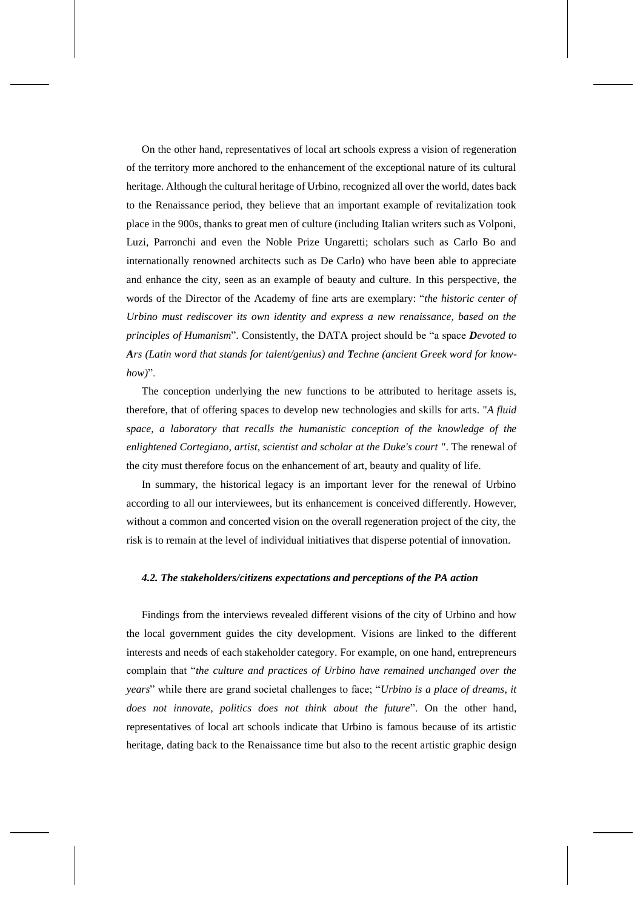On the other hand, representatives of local art schools express a vision of regeneration of the territory more anchored to the enhancement of the exceptional nature of its cultural heritage. Although the cultural heritage of Urbino, recognized all over the world, dates back to the Renaissance period, they believe that an important example of revitalization took place in the 900s, thanks to great men of culture (including Italian writers such as Volponi, Luzi, Parronchi and even the Noble Prize Ungaretti; scholars such as Carlo Bo and internationally renowned architects such as De Carlo) who have been able to appreciate and enhance the city, seen as an example of beauty and culture. In this perspective, the words of the Director of the Academy of fine arts are exemplary: "*the historic center of Urbino must rediscover its own identity and express a new renaissance, based on the principles of Humanism*". Consistently, the DATA project should be "a space ***D****evoted to* ***A****rs (Latin word that stands for talent/genius) and* ***T****echne (ancient Greek word for know-how)*".

The conception underlying the new functions to be attributed to heritage assets is, therefore, that of offering spaces to develop new technologies and skills for arts. "*A fluid space, a laboratory that recalls the humanistic conception of the knowledge of the enlightened Cortegiano, artist, scientist and scholar at the Duke's court* ". The renewal of the city must therefore focus on the enhancement of art, beauty and quality of life.

In summary, the historical legacy is an important lever for the renewal of Urbino according to all our interviewees, but its enhancement is conceived differently. However, without a common and concerted vision on the overall regeneration project of the city, the risk is to remain at the level of individual initiatives that disperse potential of innovation.

#### *4.2. The stakeholders/citizens expectations and perceptions of the PA action*

Findings from the interviews revealed different visions of the city of Urbino and how the local government guides the city development. Visions are linked to the different interests and needs of each stakeholder category. For example, on one hand, entrepreneurs complain that "*the culture and practices of Urbino have remained unchanged over the years*" while there are grand societal challenges to face; "*Urbino is a place of dreams, it does not innovate, politics does not think about the future*". On the other hand, representatives of local art schools indicate that Urbino is famous because of its artistic heritage, dating back to the Renaissance time but also to the recent artistic graphic design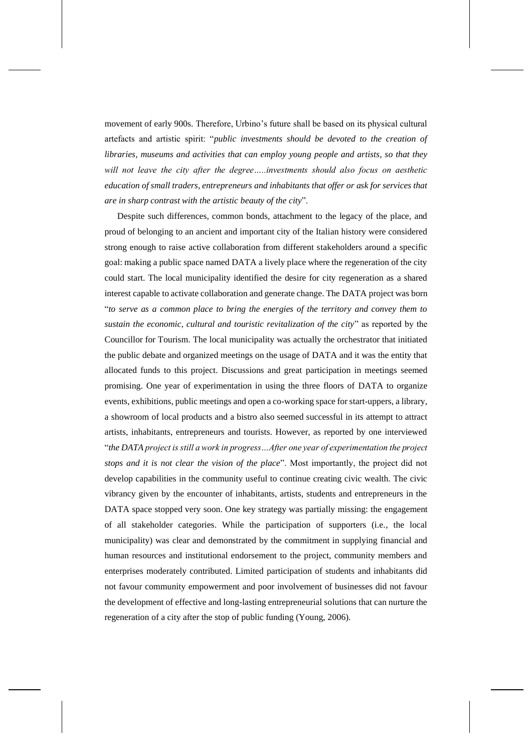movement of early 900s. Therefore, Urbino's future shall be based on its physical cultural artefacts and artistic spirit: "*public investments should be devoted to the creation of libraries, museums and activities that can employ young people and artists, so that they will not leave the city after the degree…..investments should also focus on aesthetic education of small traders, entrepreneurs and inhabitants that offer or ask for services that are in sharp contrast with the artistic beauty of the city*".

Despite such differences, common bonds, attachment to the legacy of the place, and proud of belonging to an ancient and important city of the Italian history were considered strong enough to raise active collaboration from different stakeholders around a specific goal: making a public space named DATA a lively place where the regeneration of the city could start. The local municipality identified the desire for city regeneration as a shared interest capable to activate collaboration and generate change. The DATA project was born "*to serve as a common place to bring the energies of the territory and convey them to sustain the economic, cultural and touristic revitalization of the city*" as reported by the Councillor for Tourism. The local municipality was actually the orchestrator that initiated the public debate and organized meetings on the usage of DATA and it was the entity that allocated funds to this project. Discussions and great participation in meetings seemed promising. One year of experimentation in using the three floors of DATA to organize events, exhibitions, public meetings and open a co-working space for start-uppers, a library, a showroom of local products and a bistro also seemed successful in its attempt to attract artists, inhabitants, entrepreneurs and tourists. However, as reported by one interviewed "*the DATA project is still a work in progress…After one year of experimentation the project stops and it is not clear the vision of the place*". Most importantly, the project did not develop capabilities in the community useful to continue creating civic wealth. The civic vibrancy given by the encounter of inhabitants, artists, students and entrepreneurs in the DATA space stopped very soon. One key strategy was partially missing: the engagement of all stakeholder categories. While the participation of supporters (i.e., the local municipality) was clear and demonstrated by the commitment in supplying financial and human resources and institutional endorsement to the project, community members and enterprises moderately contributed. Limited participation of students and inhabitants did not favour community empowerment and poor involvement of businesses did not favour the development of effective and long-lasting entrepreneurial solutions that can nurture the regeneration of a city after the stop of public funding (Young, 2006).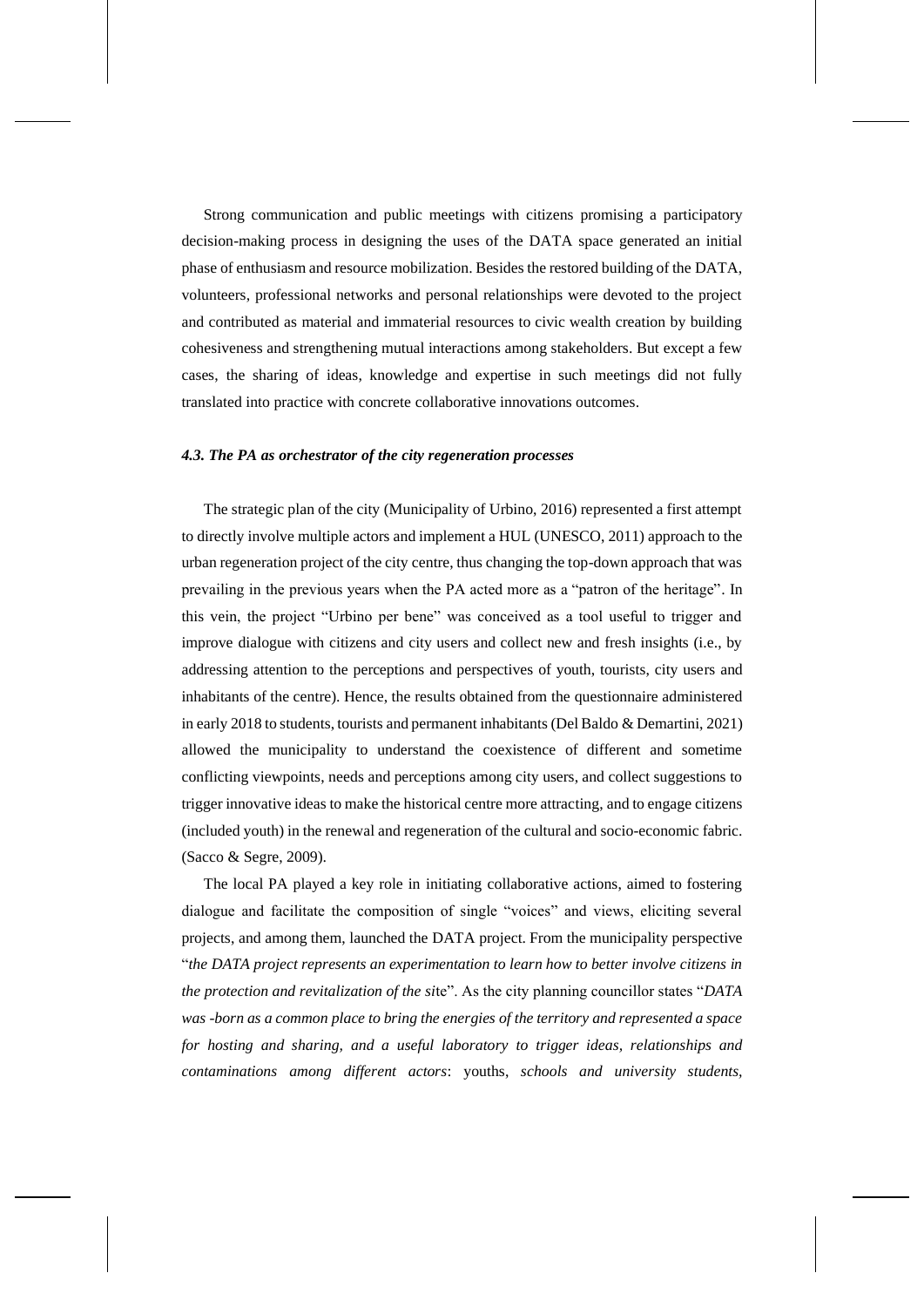Strong communication and public meetings with citizens promising a participatory decision-making process in designing the uses of the DATA space generated an initial phase of enthusiasm and resource mobilization. Besides the restored building of the DATA, volunteers, professional networks and personal relationships were devoted to the project and contributed as material and immaterial resources to civic wealth creation by building cohesiveness and strengthening mutual interactions among stakeholders. But except a few cases, the sharing of ideas, knowledge and expertise in such meetings did not fully translated into practice with concrete collaborative innovations outcomes.

#### *4.3. The PA as orchestrator of the city regeneration processes*

The strategic plan of the city (Municipality of Urbino, 2016) represented a first attempt to directly involve multiple actors and implement a HUL (UNESCO, 2011) approach to the urban regeneration project of the city centre, thus changing the top-down approach that was prevailing in the previous years when the PA acted more as a "patron of the heritage". In this vein, the project "Urbino per bene" was conceived as a tool useful to trigger and improve dialogue with citizens and city users and collect new and fresh insights (i.e., by addressing attention to the perceptions and perspectives of youth, tourists, city users and inhabitants of the centre). Hence, the results obtained from the questionnaire administered in early 2018 to students, tourists and permanent inhabitants (Del Baldo & Demartini, 2021) allowed the municipality to understand the coexistence of different and sometime conflicting viewpoints, needs and perceptions among city users, and collect suggestions to trigger innovative ideas to make the historical centre more attracting, and to engage citizens (included youth) in the renewal and regeneration of the cultural and socio-economic fabric. (Sacco & Segre, 2009).

The local PA played a key role in initiating collaborative actions, aimed to fostering dialogue and facilitate the composition of single "voices" and views, eliciting several projects, and among them, launched the DATA project. From the municipality perspective "*the DATA project represents an experimentation to learn how to better involve citizens in the protection and revitalization of the site*". As the city planning councillor states "*DATA was -born as a common place to bring the energies of the territory and represented a space for hosting and sharing, and a useful laboratory to trigger ideas, relationships and contaminations among different actors*: youths, *schools and university students,*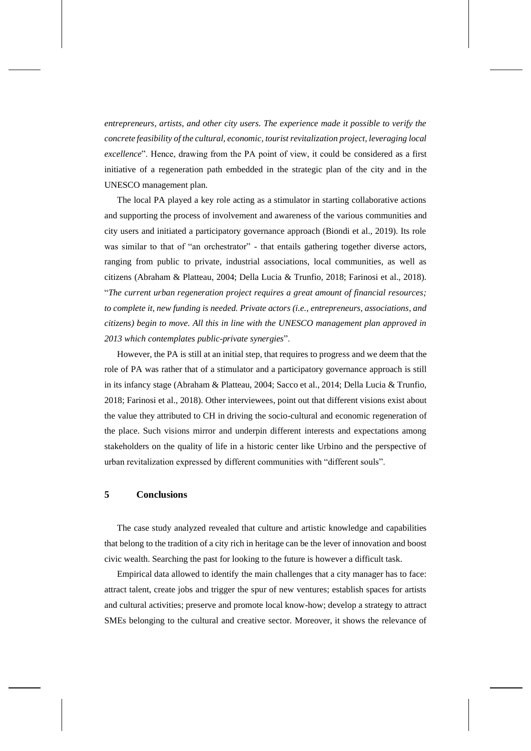*entrepreneurs, artists, and other city users. The experience made it possible to verify the concrete feasibility of the cultural, economic, tourist revitalization project, leveraging local excellence*". Hence, drawing from the PA point of view, it could be considered as a first initiative of a regeneration path embedded in the strategic plan of the city and in the UNESCO management plan.

The local PA played a key role acting as a stimulator in starting collaborative actions and supporting the process of involvement and awareness of the various communities and city users and initiated a participatory governance approach (Biondi et al., 2019). Its role was similar to that of "an orchestrator" - that entails gathering together diverse actors, ranging from public to private, industrial associations, local communities, as well as citizens (Abraham & Platteau, 2004; Della Lucia & Trunfio, 2018; Farinosi et al., 2018). "*The current urban regeneration project requires a great amount of financial resources; to complete it, new funding is needed. Private actors (i.e., entrepreneurs, associations, and citizens) begin to move. All this in line with the UNESCO management plan approved in 2013 which contemplates public-private synergies*".

However, the PA is still at an initial step, that requires to progress and we deem that the role of PA was rather that of a stimulator and a participatory governance approach is still in its infancy stage (Abraham & Platteau, 2004; Sacco et al., 2014; Della Lucia & Trunfio, 2018; Farinosi et al., 2018). Other interviewees, point out that different visions exist about the value they attributed to CH in driving the socio-cultural and economic regeneration of the place. Such visions mirror and underpin different interests and expectations among stakeholders on the quality of life in a historic center like Urbino and the perspective of urban revitalization expressed by different communities with "different souls".

## 5 Conclusions

The case study analyzed revealed that culture and artistic knowledge and capabilities that belong to the tradition of a city rich in heritage can be the lever of innovation and boost civic wealth. Searching the past for looking to the future is however a difficult task.

Empirical data allowed to identify the main challenges that a city manager has to face: attract talent, create jobs and trigger the spur of new ventures; establish spaces for artists and cultural activities; preserve and promote local know-how; develop a strategy to attract SMEs belonging to the cultural and creative sector. Moreover, it shows the relevance of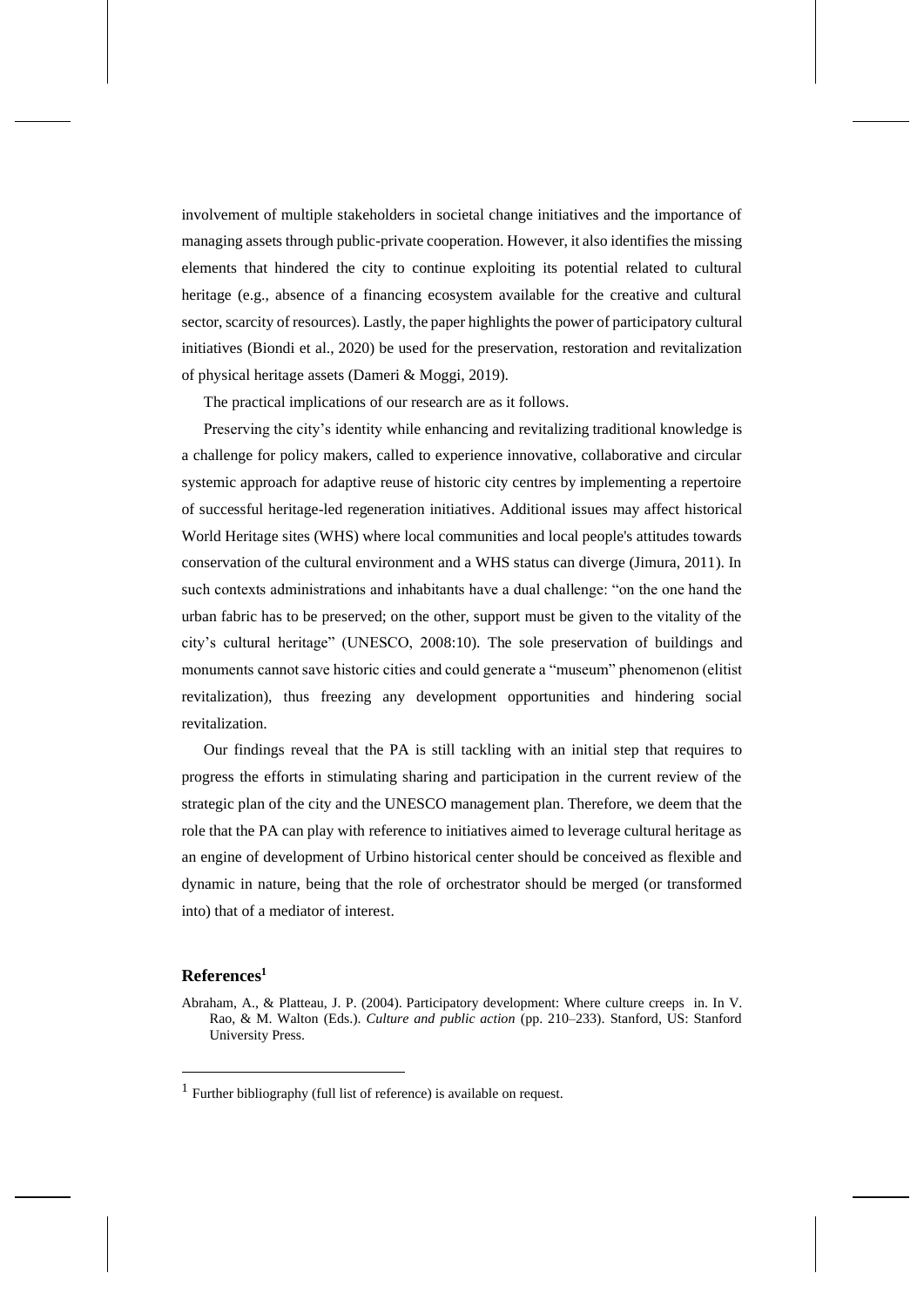involvement of multiple stakeholders in societal change initiatives and the importance of managing assets through public-private cooperation. However, it also identifies the missing elements that hindered the city to continue exploiting its potential related to cultural heritage (e.g., absence of a financing ecosystem available for the creative and cultural sector, scarcity of resources). Lastly, the paper highlights the power of participatory cultural initiatives (Biondi et al., 2020) be used for the preservation, restoration and revitalization of physical heritage assets (Dameri & Moggi, 2019).

The practical implications of our research are as it follows.

Preserving the city's identity while enhancing and revitalizing traditional knowledge is a challenge for policy makers, called to experience innovative, collaborative and circular systemic approach for adaptive reuse of historic city centres by implementing a repertoire of successful heritage-led regeneration initiatives. Additional issues may affect historical World Heritage sites (WHS) where local communities and local people's attitudes towards conservation of the cultural environment and a WHS status can diverge (Jimura, 2011). In such contexts administrations and inhabitants have a dual challenge: "on the one hand the urban fabric has to be preserved; on the other, support must be given to the vitality of the city's cultural heritage" (UNESCO, 2008:10). The sole preservation of buildings and monuments cannot save historic cities and could generate a "museum" phenomenon (elitist revitalization), thus freezing any development opportunities and hindering social revitalization.

Our findings reveal that the PA is still tackling with an initial step that requires to progress the efforts in stimulating sharing and participation in the current review of the strategic plan of the city and the UNESCO management plan. Therefore, we deem that the role that the PA can play with reference to initiatives aimed to leverage cultural heritage as an engine of development of Urbino historical center should be conceived as flexible and dynamic in nature, being that the role of orchestrator should be merged (or transformed into) that of a mediator of interest.

## References[1]

Abraham, A., & Platteau, J. P. (2004). Participatory development: Where culture creeps in. In V. Rao, & M. Walton (Eds.). *Culture and public action* (pp. 210–233). Stanford, US: Stanford University Press.

[1] Further bibliography (full list of reference) is available on request.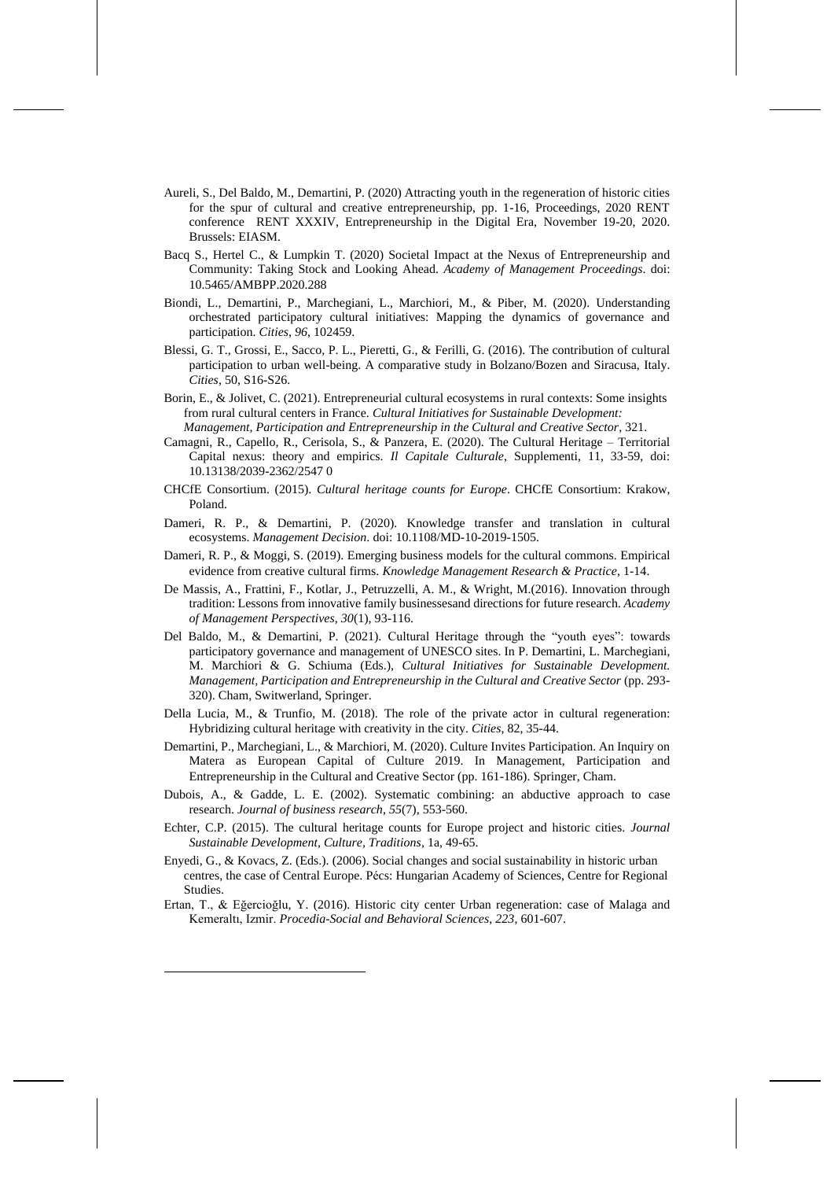Aureli, S., Del Baldo, M., Demartini, P. (2020) Attracting youth in the regeneration of historic cities for the spur of cultural and creative entrepreneurship, pp. 1-16, Proceedings, 2020 RENT conference RENT XXXIV, Entrepreneurship in the Digital Era, November 19-20, 2020. Brussels: EIASM.

Bacq S., Hertel C., & Lumpkin T. (2020) Societal Impact at the Nexus of Entrepreneurship and Community: Taking Stock and Looking Ahead. *Academy of Management Proceedings*. doi: 10.5465/AMBPP.2020.288

Biondi, L., Demartini, P., Marchegiani, L., Marchiori, M., & Piber, M. (2020). Understanding orchestrated participatory cultural initiatives: Mapping the dynamics of governance and participation. *Cities*, *96*, 102459.

Blessi, G. T., Grossi, E., Sacco, P. L., Pieretti, G., & Ferilli, G. (2016). The contribution of cultural participation to urban well-being. A comparative study in Bolzano/Bozen and Siracusa, Italy. *Cities*, 50, S16-S26.

Borin, E., & Jolivet, C. (2021). Entrepreneurial cultural ecosystems in rural contexts: Some insights from rural cultural centers in France. *Cultural Initiatives for Sustainable Development: Management, Participation and Entrepreneurship in the Cultural and Creative Sector*, 321.

Camagni, R., Capello, R., Cerisola, S., & Panzera, E. (2020). The Cultural Heritage – Territorial Capital nexus: theory and empirics. *Il Capitale Culturale*, Supplementi, 11, 33-59, doi: 10.13138/2039-2362/2547 0

CHCfE Consortium. (2015). *Cultural heritage counts for Europe*. CHCfE Consortium: Krakow, Poland.

Dameri, R. P., & Demartini, P. (2020). Knowledge transfer and translation in cultural ecosystems. *Management Decision*. doi: 10.1108/MD-10-2019-1505.

Dameri, R. P., & Moggi, S. (2019). Emerging business models for the cultural commons. Empirical evidence from creative cultural firms. *Knowledge Management Research & Practice*, 1-14.

De Massis, A., Frattini, F., Kotlar, J., Petruzzelli, A. M., & Wright, M.(2016). Innovation through tradition: Lessons from innovative family businessesand directions for future research. *Academy of Management Perspectives, 30*(1), 93-116.

Del Baldo, M., & Demartini, P. (2021). Cultural Heritage through the "youth eyes": towards participatory governance and management of UNESCO sites. In P. Demartini, L. Marchegiani, M. Marchiori & G. Schiuma (Eds.), *Cultural Initiatives for Sustainable Development. Management, Participation and Entrepreneurship in the Cultural and Creative Sector* (pp. 293-320). Cham, Switwerland, Springer.

Della Lucia, M., & Trunfio, M. (2018). The role of the private actor in cultural regeneration: Hybridizing cultural heritage with creativity in the city. *Cities*, 82, 35-44.

Demartini, P., Marchegiani, L., & Marchiori, M. (2020). Culture Invites Participation. An Inquiry on Matera as European Capital of Culture 2019. In Management, Participation and Entrepreneurship in the Cultural and Creative Sector (pp. 161-186). Springer, Cham.

Dubois, A., & Gadde, L. E. (2002). Systematic combining: an abductive approach to case research. *Journal of business research*, *55*(7), 553-560.

Echter, C.P. (2015). The cultural heritage counts for Europe project and historic cities. *Journal Sustainable Development, Culture, Traditions*, 1a, 49-65.

Enyedi, G., & Kovacs, Z. (Eds.). (2006). Social changes and social sustainability in historic urban centres, the case of Central Europe. Pécs: Hungarian Academy of Sciences, Centre for Regional Studies.

Ertan, T., & Eğercioğlu, Y. (2016). Historic city center Urban regeneration: case of Malaga and Kemeraltı, Izmir. *Procedia-Social and Behavioral Sciences*, *223*, 601-607.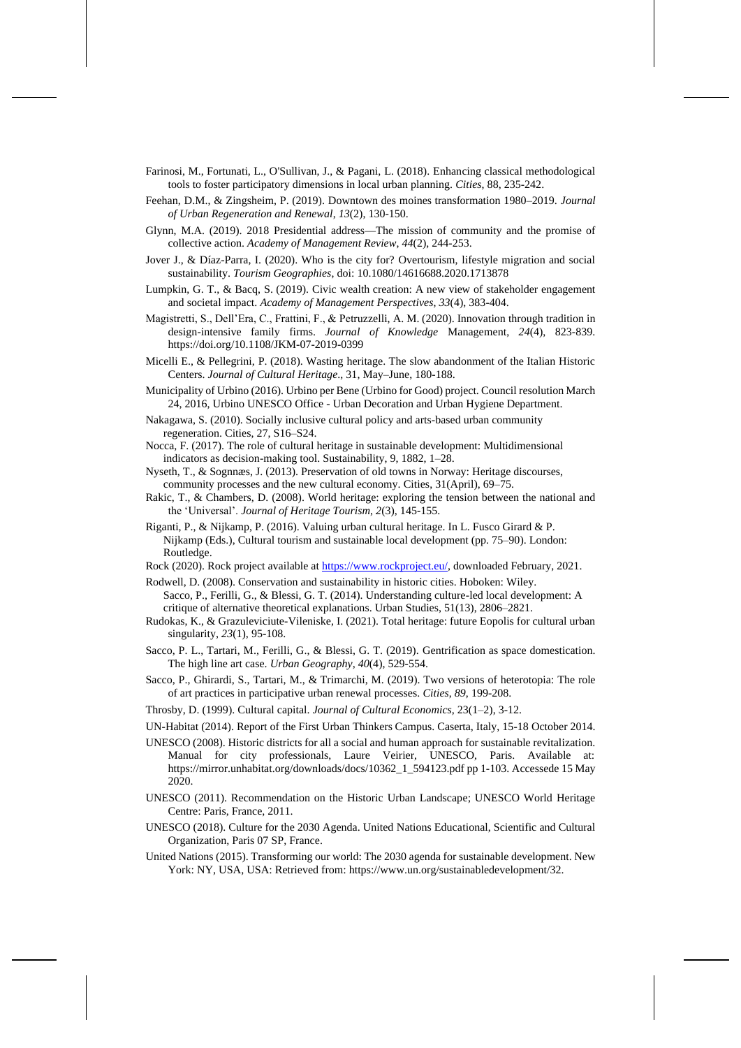Farinosi, M., Fortunati, L., O'Sullivan, J., & Pagani, L. (2018). Enhancing classical methodological tools to foster participatory dimensions in local urban planning. *Cities*, 88, 235-242.

Feehan, D.M., & Zingsheim, P. (2019). Downtown des moines transformation 1980–2019. *Journal of Urban Regeneration and Renewal*, *13*(2), 130-150.

Glynn, M.A. (2019). 2018 Presidential address—The mission of community and the promise of collective action. *Academy of Management Review*, *44*(2), 244-253.

Jover J., & Díaz-Parra, I. (2020). Who is the city for? Overtourism, lifestyle migration and social sustainability. *Tourism Geographies*, doi: 10.1080/14616688.2020.1713878

Lumpkin, G. T., & Bacq, S. (2019). Civic wealth creation: A new view of stakeholder engagement and societal impact. *Academy of Management Perspectives*, *33*(4), 383-404.

Magistretti, S., Dell'Era, C., Frattini, F., & Petruzzelli, A. M. (2020). Innovation through tradition in design-intensive family firms. *Journal of Knowledge* Management, *24*(4), 823-839. https://doi.org/10.1108/JKM-07-2019-0399

Micelli E., & Pellegrini, P. (2018). Wasting heritage. The slow abandonment of the Italian Historic Centers. *Journal of Cultural Heritage*., 31, May–June, 180-188.

Municipality of Urbino (2016). Urbino per Bene (Urbino for Good) project. Council resolution March 24, 2016, Urbino UNESCO Office - Urban Decoration and Urban Hygiene Department.

Nakagawa, S. (2010). Socially inclusive cultural policy and arts-based urban community regeneration. Cities, 27, S16–S24.

Nocca, F. (2017). The role of cultural heritage in sustainable development: Multidimensional indicators as decision-making tool. Sustainability, 9, 1882, 1–28.

Nyseth, T., & Sognnæs, J. (2013). Preservation of old towns in Norway: Heritage discourses, community processes and the new cultural economy. Cities, 31(April), 69–75.

Rakic, T., & Chambers, D. (2008). World heritage: exploring the tension between the national and the 'Universal'. *Journal of Heritage Tourism*, *2*(3), 145-155.

Riganti, P., & Nijkamp, P. (2016). Valuing urban cultural heritage. In L. Fusco Girard & P. Nijkamp (Eds.), Cultural tourism and sustainable local development (pp. 75–90). London: Routledge.

Rock (2020). Rock project available at https://www.rockproject.eu/, downloaded February, 2021.

Rodwell, D. (2008). Conservation and sustainability in historic cities. Hoboken: Wiley.
Sacco, P., Ferilli, G., & Blessi, G. T. (2014). Understanding culture-led local development: A critique of alternative theoretical explanations. Urban Studies, 51(13), 2806–2821.

Rudokas, K., & Grazuleviciute-Vileniske, I. (2021). Total heritage: future Eopolis for cultural urban singularity, *23*(1), 95-108.

Sacco, P. L., Tartari, M., Ferilli, G., & Blessi, G. T. (2019). Gentrification as space domestication. The high line art case. *Urban Geography*, *40*(4), 529-554.

Sacco, P., Ghirardi, S., Tartari, M., & Trimarchi, M. (2019). Two versions of heterotopia: The role of art practices in participative urban renewal processes. *Cities*, *89*, 199-208.

Throsby, D. (1999). Cultural capital. *Journal of Cultural Economics*, 23(1–2), 3-12.

UN-Habitat (2014). Report of the First Urban Thinkers Campus. Caserta, Italy, 15-18 October 2014.

UNESCO (2008). Historic districts for all a social and human approach for sustainable revitalization. Manual for city professionals, Laure Veirier, UNESCO, Paris. Available at: https://mirror.unhabitat.org/downloads/docs/10362_1_594123.pdf pp 1-103. Accessede 15 May 2020.

UNESCO (2011). Recommendation on the Historic Urban Landscape; UNESCO World Heritage Centre: Paris, France, 2011.

UNESCO (2018). Culture for the 2030 Agenda. United Nations Educational, Scientific and Cultural Organization, Paris 07 SP, France.

United Nations (2015). Transforming our world: The 2030 agenda for sustainable development. New York: NY, USA, USA: Retrieved from: https://www.un.org/sustainabledevelopment/32.